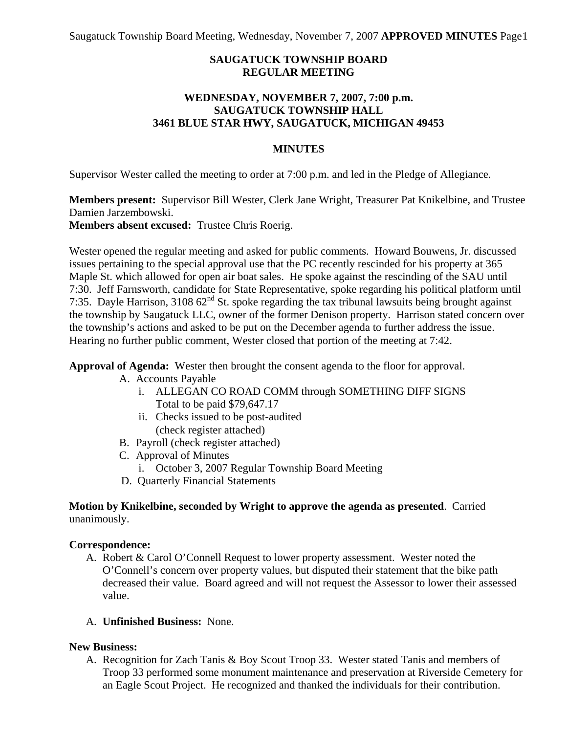# SAUGATUCK TOWNSHIP BOARD
# REGULAR MEETING

## WEDNESDAY, NOVEMBER 7, 2007, 7:00 p.m.
## SAUGATUCK TOWNSHIP HALL
## 3461 BLUE STAR HWY, SAUGATUCK, MICHIGAN 49453

## MINUTES

Supervisor Wester called the meeting to order at 7:00 p.m. and led in the Pledge of Allegiance.

**Members present:** Supervisor Bill Wester, Clerk Jane Wright, Treasurer Pat Knikelbine, and Trustee Damien Jarzembowski.
**Members absent excused:** Trustee Chris Roerig.

Wester opened the regular meeting and asked for public comments. Howard Bouwens, Jr. discussed issues pertaining to the special approval use that the PC recently rescinded for his property at 365 Maple St. which allowed for open air boat sales. He spoke against the rescinding of the SAU until 7:30. Jeff Farnsworth, candidate for State Representative, spoke regarding his political platform until 7:35. Dayle Harrison, 3108 62nd St. spoke regarding the tax tribunal lawsuits being brought against the township by Saugatuck LLC, owner of the former Denison property. Harrison stated concern over the township's actions and asked to be put on the December agenda to further address the issue. Hearing no further public comment, Wester closed that portion of the meeting at 7:42.

**Approval of Agenda:** Wester then brought the consent agenda to the floor for approval.

- A. Accounts Payable
  - i. ALLEGAN CO ROAD COMM through SOMETHING DIFF SIGNS Total to be paid $79,647.17
  - ii. Checks issued to be post-audited (check register attached)
- B. Payroll (check register attached)
- C. Approval of Minutes
  - i. October 3, 2007 Regular Township Board Meeting
- D. Quarterly Financial Statements

**Motion by Knikelbine, seconded by Wright to approve the agenda as presented**. Carried unanimously.

**Correspondence:**

A. Robert & Carol O'Connell Request to lower property assessment. Wester noted the O'Connell's concern over property values, but disputed their statement that the bike path decreased their value. Board agreed and will not request the Assessor to lower their assessed value.

A. **Unfinished Business:** None.

**New Business:**

A. Recognition for Zach Tanis & Boy Scout Troop 33. Wester stated Tanis and members of Troop 33 performed some monument maintenance and preservation at Riverside Cemetery for an Eagle Scout Project. He recognized and thanked the individuals for their contribution.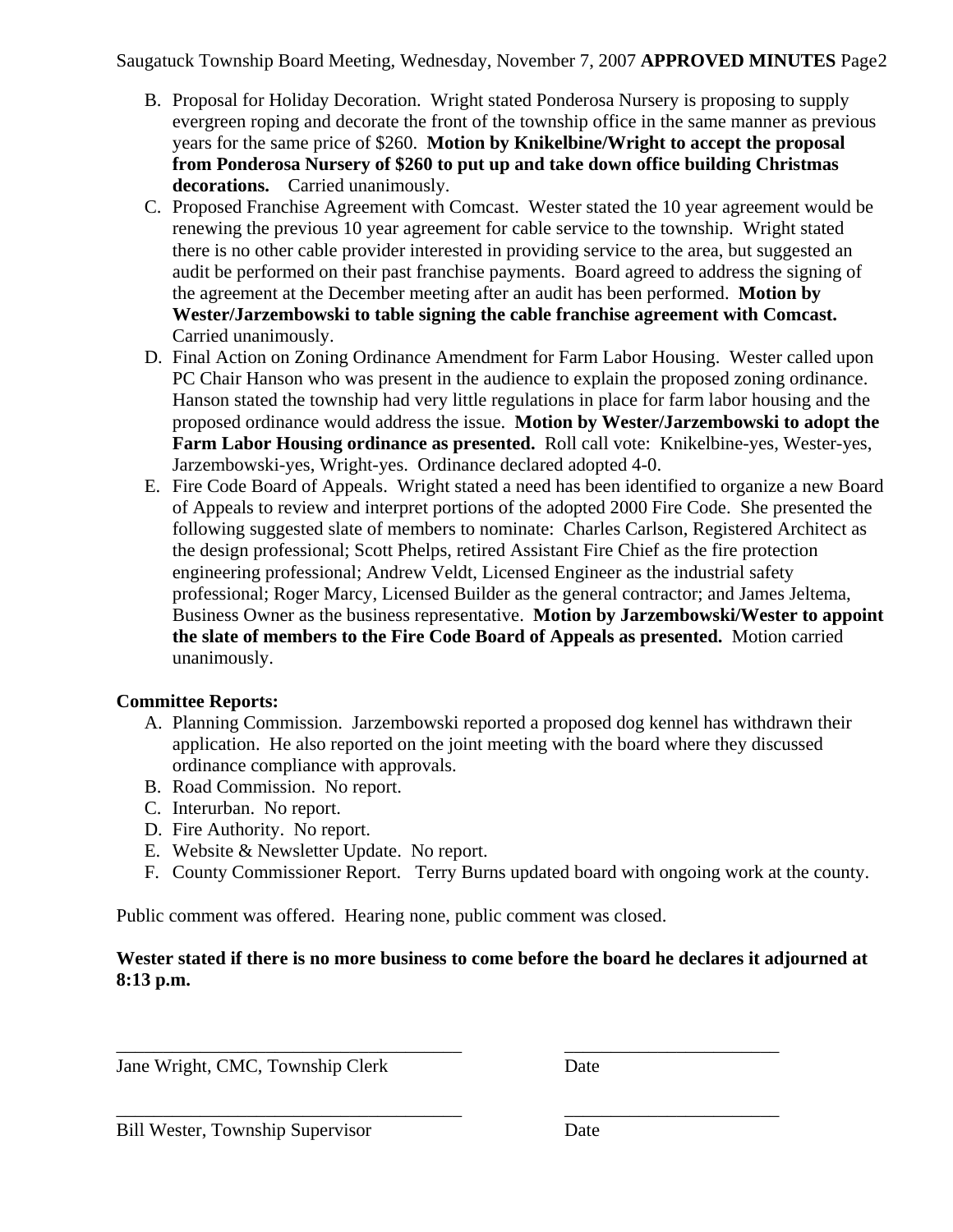B. Proposal for Holiday Decoration. Wright stated Ponderosa Nursery is proposing to supply evergreen roping and decorate the front of the township office in the same manner as previous years for the same price of $260. **Motion by Knikelbine/Wright to accept the proposal from Ponderosa Nursery of $260 to put up and take down office building Christmas decorations.** Carried unanimously.

C. Proposed Franchise Agreement with Comcast. Wester stated the 10 year agreement would be renewing the previous 10 year agreement for cable service to the township. Wright stated there is no other cable provider interested in providing service to the area, but suggested an audit be performed on their past franchise payments. Board agreed to address the signing of the agreement at the December meeting after an audit has been performed. **Motion by Wester/Jarzembowski to table signing the cable franchise agreement with Comcast.** Carried unanimously.

D. Final Action on Zoning Ordinance Amendment for Farm Labor Housing. Wester called upon PC Chair Hanson who was present in the audience to explain the proposed zoning ordinance. Hanson stated the township had very little regulations in place for farm labor housing and the proposed ordinance would address the issue. **Motion by Wester/Jarzembowski to adopt the Farm Labor Housing ordinance as presented.** Roll call vote: Knikelbine-yes, Wester-yes, Jarzembowski-yes, Wright-yes. Ordinance declared adopted 4-0.

E. Fire Code Board of Appeals. Wright stated a need has been identified to organize a new Board of Appeals to review and interpret portions of the adopted 2000 Fire Code. She presented the following suggested slate of members to nominate: Charles Carlson, Registered Architect as the design professional; Scott Phelps, retired Assistant Fire Chief as the fire protection engineering professional; Andrew Veldt, Licensed Engineer as the industrial safety professional; Roger Marcy, Licensed Builder as the general contractor; and James Jeltema, Business Owner as the business representative. **Motion by Jarzembowski/Wester to appoint the slate of members to the Fire Code Board of Appeals as presented.** Motion carried unanimously.

**Committee Reports:**

A. Planning Commission. Jarzembowski reported a proposed dog kennel has withdrawn their application. He also reported on the joint meeting with the board where they discussed ordinance compliance with approvals.
B. Road Commission. No report.
C. Interurban. No report.
D. Fire Authority. No report.
E. Website & Newsletter Update. No report.
F. County Commissioner Report. Terry Burns updated board with ongoing work at the county.

Public comment was offered. Hearing none, public comment was closed.

**Wester stated if there is no more business to come before the board he declares it adjourned at 8:13 p.m.**

_____________________________________ ________________________
Jane Wright, CMC, Township Clerk Date

_____________________________________ ________________________
Bill Wester, Township Supervisor Date